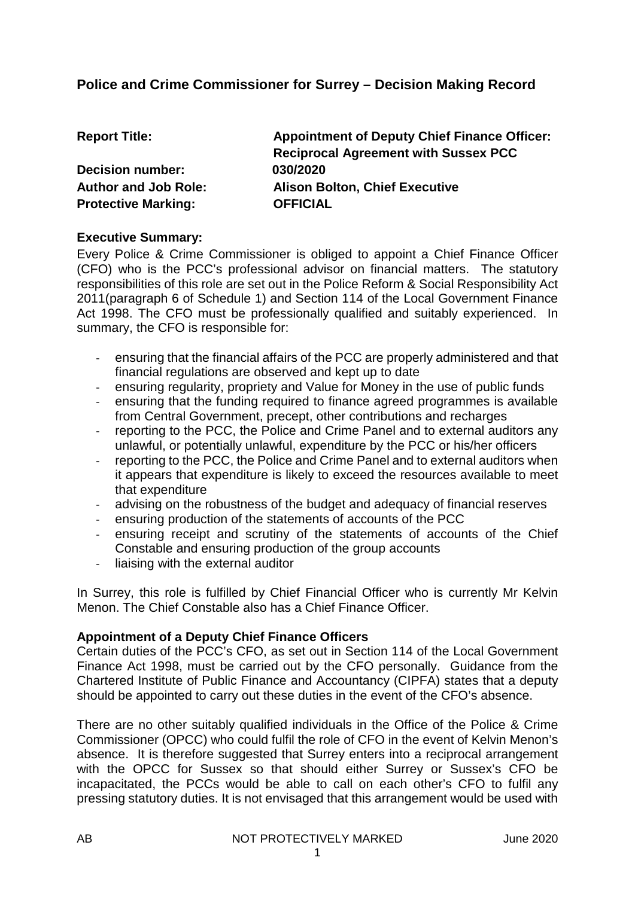## Police and Crime Commissioner for Surrey – Decision Making Record

**Report Title:** **Appointment of Deputy Chief Finance Officer: Reciprocal Agreement with Sussex PCC**

**Decision number:** **030/2020**

**Author and Job Role:** **Alison Bolton, Chief Executive**

**Protective Marking:** **OFFICIAL**

### Executive Summary:

Every Police & Crime Commissioner is obliged to appoint a Chief Finance Officer (CFO) who is the PCC's professional advisor on financial matters. The statutory responsibilities of this role are set out in the Police Reform & Social Responsibility Act 2011(paragraph 6 of Schedule 1) and Section 114 of the Local Government Finance Act 1998. The CFO must be professionally qualified and suitably experienced. In summary, the CFO is responsible for:

- ensuring that the financial affairs of the PCC are properly administered and that financial regulations are observed and kept up to date
- ensuring regularity, propriety and Value for Money in the use of public funds
- ensuring that the funding required to finance agreed programmes is available from Central Government, precept, other contributions and recharges
- reporting to the PCC, the Police and Crime Panel and to external auditors any unlawful, or potentially unlawful, expenditure by the PCC or his/her officers
- reporting to the PCC, the Police and Crime Panel and to external auditors when it appears that expenditure is likely to exceed the resources available to meet that expenditure
- advising on the robustness of the budget and adequacy of financial reserves
- ensuring production of the statements of accounts of the PCC
- ensuring receipt and scrutiny of the statements of accounts of the Chief Constable and ensuring production of the group accounts
- liaising with the external auditor

In Surrey, this role is fulfilled by Chief Financial Officer who is currently Mr Kelvin Menon. The Chief Constable also has a Chief Finance Officer.

### Appointment of a Deputy Chief Finance Officers

Certain duties of the PCC's CFO, as set out in Section 114 of the Local Government Finance Act 1998, must be carried out by the CFO personally. Guidance from the Chartered Institute of Public Finance and Accountancy (CIPFA) states that a deputy should be appointed to carry out these duties in the event of the CFO's absence.

There are no other suitably qualified individuals in the Office of the Police & Crime Commissioner (OPCC) who could fulfil the role of CFO in the event of Kelvin Menon's absence. It is therefore suggested that Surrey enters into a reciprocal arrangement with the OPCC for Sussex so that should either Surrey or Sussex's CFO be incapacitated, the PCCs would be able to call on each other's CFO to fulfil any pressing statutory duties. It is not envisaged that this arrangement would be used with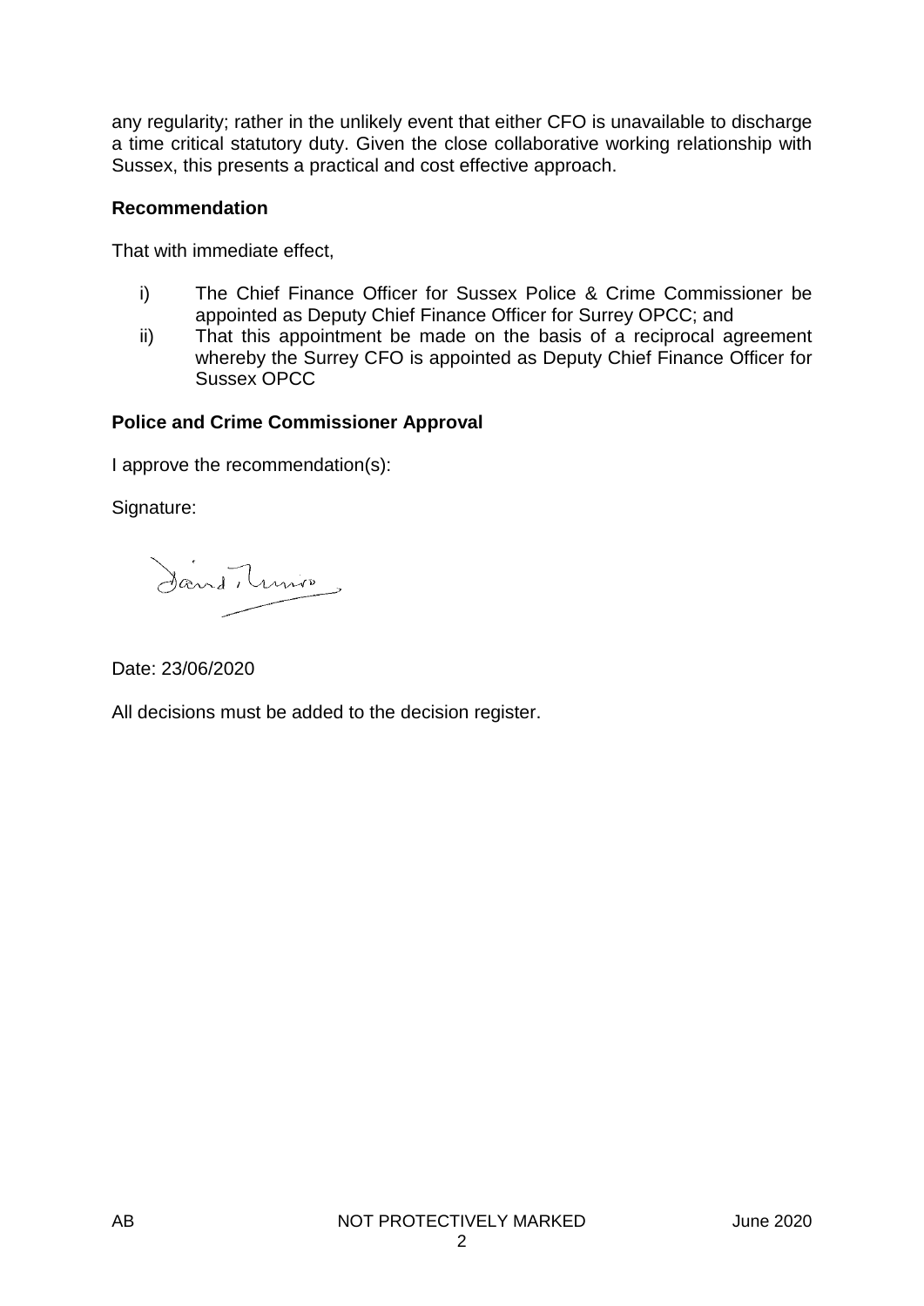any regularity; rather in the unlikely event that either CFO is unavailable to discharge a time critical statutory duty. Given the close collaborative working relationship with Sussex, this presents a practical and cost effective approach.

**Recommendation**

That with immediate effect,

i) The Chief Finance Officer for Sussex Police & Crime Commissioner be appointed as Deputy Chief Finance Officer for Surrey OPCC; and

ii) That this appointment be made on the basis of a reciprocal agreement whereby the Surrey CFO is appointed as Deputy Chief Finance Officer for Sussex OPCC

**Police and Crime Commissioner Approval**

I approve the recommendation(s):

Signature:

Date: 23/06/2020

All decisions must be added to the decision register.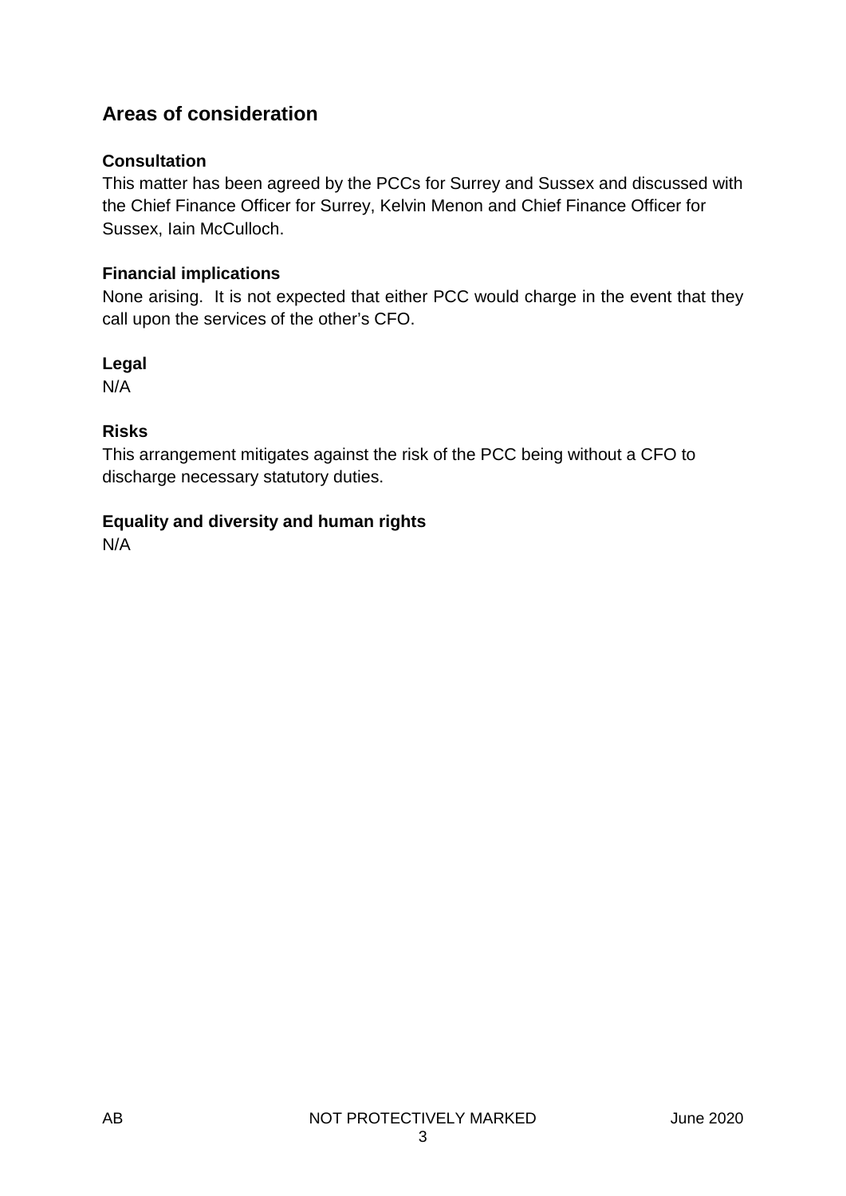## Areas of consideration

### Consultation

This matter has been agreed by the PCCs for Surrey and Sussex and discussed with the Chief Finance Officer for Surrey, Kelvin Menon and Chief Finance Officer for Sussex, Iain McCulloch.

### Financial implications

None arising. It is not expected that either PCC would charge in the event that they call upon the services of the other's CFO.

### Legal

N/A

### Risks

This arrangement mitigates against the risk of the PCC being without a CFO to discharge necessary statutory duties.

### Equality and diversity and human rights

N/A